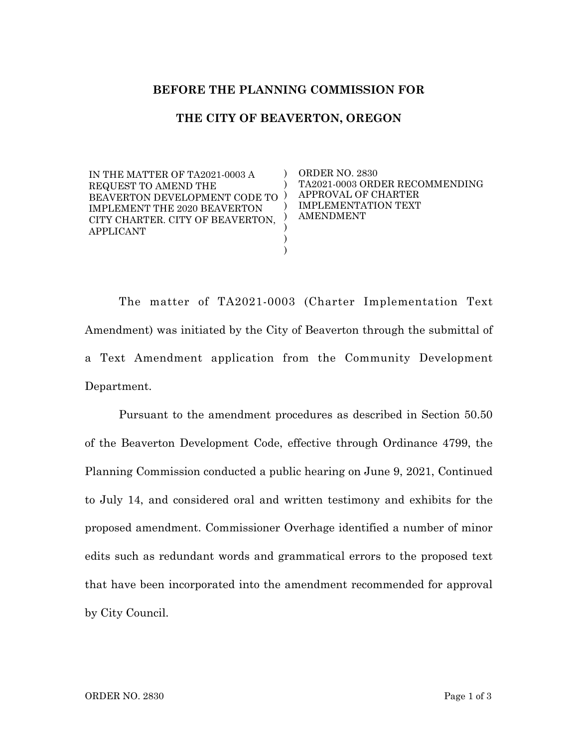**BEFORE THE PLANNING COMMISSION FOR**

**THE CITY OF BEAVERTON, OREGON**

| | | |
|---|---|---|
| IN THE MATTER OF TA2021-0003 A REQUEST TO AMEND THE BEAVERTON DEVELOPMENT CODE TO IMPLEMENT THE 2020 BEAVERTON CITY CHARTER. CITY OF BEAVERTON, APPLICANT | ) ) ) ) ) ) ) ) | ORDER NO. 2830 TA2021-0003 ORDER RECOMMENDING APPROVAL OF CHARTER IMPLEMENTATION TEXT AMENDMENT |

The matter of TA2021-0003 (Charter Implementation Text Amendment) was initiated by the City of Beaverton through the submittal of a Text Amendment application from the Community Development Department.

Pursuant to the amendment procedures as described in Section 50.50 of the Beaverton Development Code, effective through Ordinance 4799, the Planning Commission conducted a public hearing on June 9, 2021, Continued to July 14, and considered oral and written testimony and exhibits for the proposed amendment. Commissioner Overhage identified a number of minor edits such as redundant words and grammatical errors to the proposed text that have been incorporated into the amendment recommended for approval by City Council.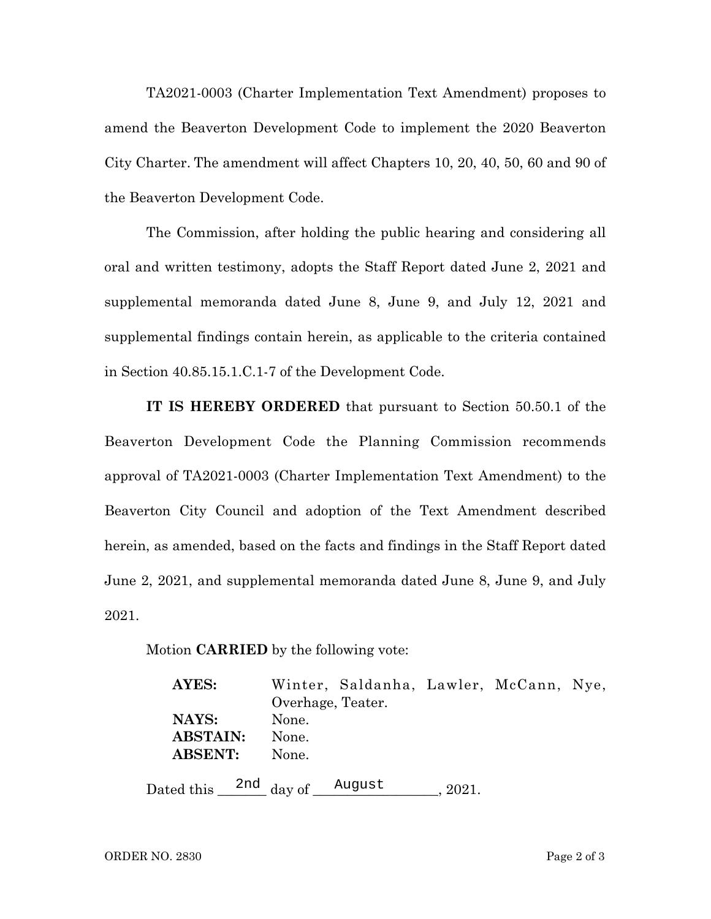TA2021-0003 (Charter Implementation Text Amendment) proposes to amend the Beaverton Development Code to implement the 2020 Beaverton City Charter. The amendment will affect Chapters 10, 20, 40, 50, 60 and 90 of the Beaverton Development Code.

The Commission, after holding the public hearing and considering all oral and written testimony, adopts the Staff Report dated June 2, 2021 and supplemental memoranda dated June 8, June 9, and July 12, 2021 and supplemental findings contain herein, as applicable to the criteria contained in Section 40.85.15.1.C.1-7 of the Development Code.

**IT IS HEREBY ORDERED** that pursuant to Section 50.50.1 of the Beaverton Development Code the Planning Commission recommends approval of TA2021-0003 (Charter Implementation Text Amendment) to the Beaverton City Council and adoption of the Text Amendment described herein, as amended, based on the facts and findings in the Staff Report dated June 2, 2021, and supplemental memoranda dated June 8, June 9, and July 2021.

Motion **CARRIED** by the following vote:

**AYES:** Winter, Saldanha, Lawler, McCann, Nye, Overhage, Teater.
**NAYS:** None.
**ABSTAIN:** None.
**ABSENT:** None.

Dated this 2nd day of August, 2021.

ORDER NO. 2830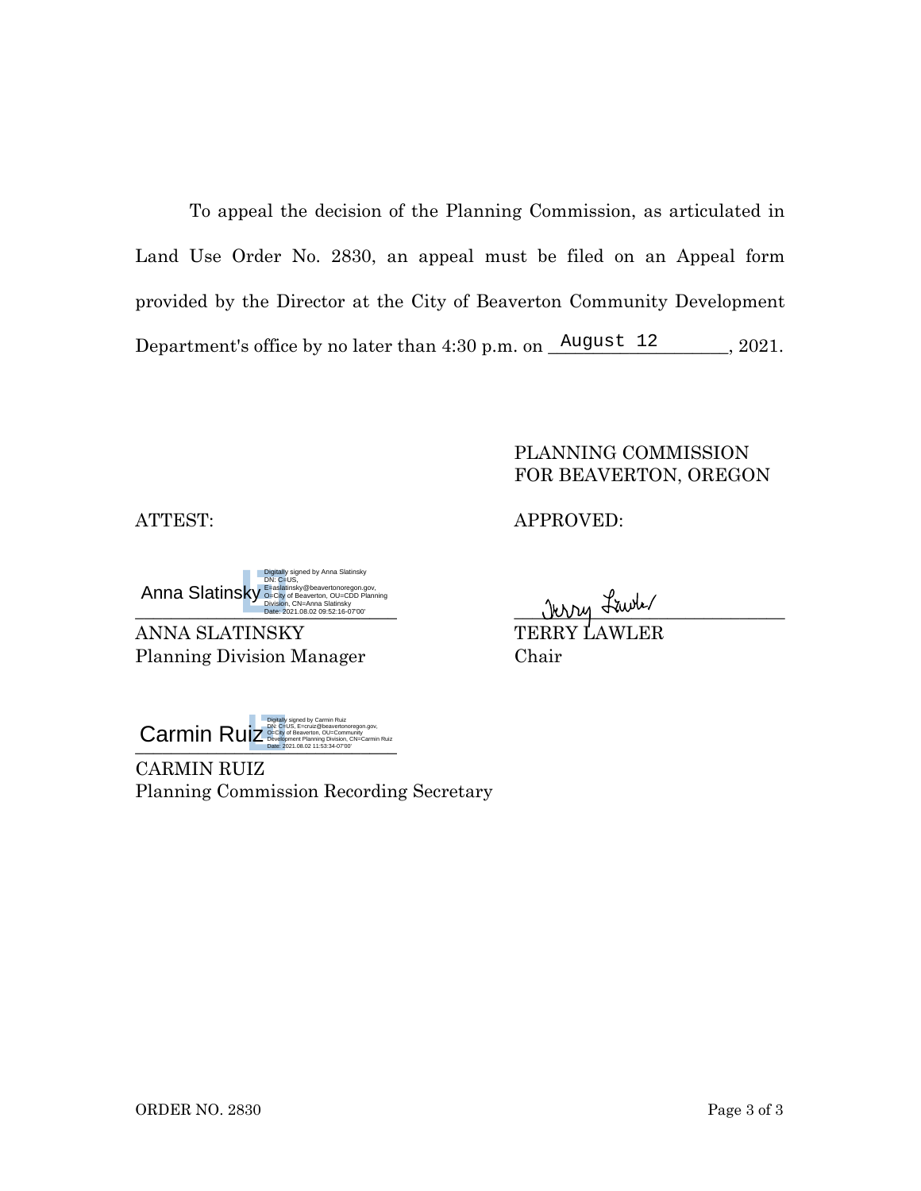To appeal the decision of the Planning Commission, as articulated in Land Use Order No. 2830, an appeal must be filed on an Appeal form provided by the Director at the City of Beaverton Community Development Department's office by no later than 4:30 p.m. on August 12, 2021.

PLANNING COMMISSION
FOR BEAVERTON, OREGON

ATTEST:

Anna Slatinsky
Digitally signed by Anna Slatinsky
DN: C=US, E=aslatinsky@beavertonoregon.gov, O=City of Beaverton, OU=CDD Planning Division, CN=Anna Slatinsky
Date: 2021.08.02 09:52:16-07'00'

ANNA SLATINSKY
Planning Division Manager

Carmin Ruiz
Digitally signed by Carmin Ruiz
DN: C=US, E=cruiz@beavertonoregon.gov, O=City of Beaverton, OU=Community Development Planning Division, CN=Carmin Ruiz
Date: 2021.08.02 11:53:34-07'00'

CARMIN RUIZ
Planning Commission Recording Secretary

APPROVED:

Terry Lawler

TERRY LAWLER
Chair

ORDER NO. 2830